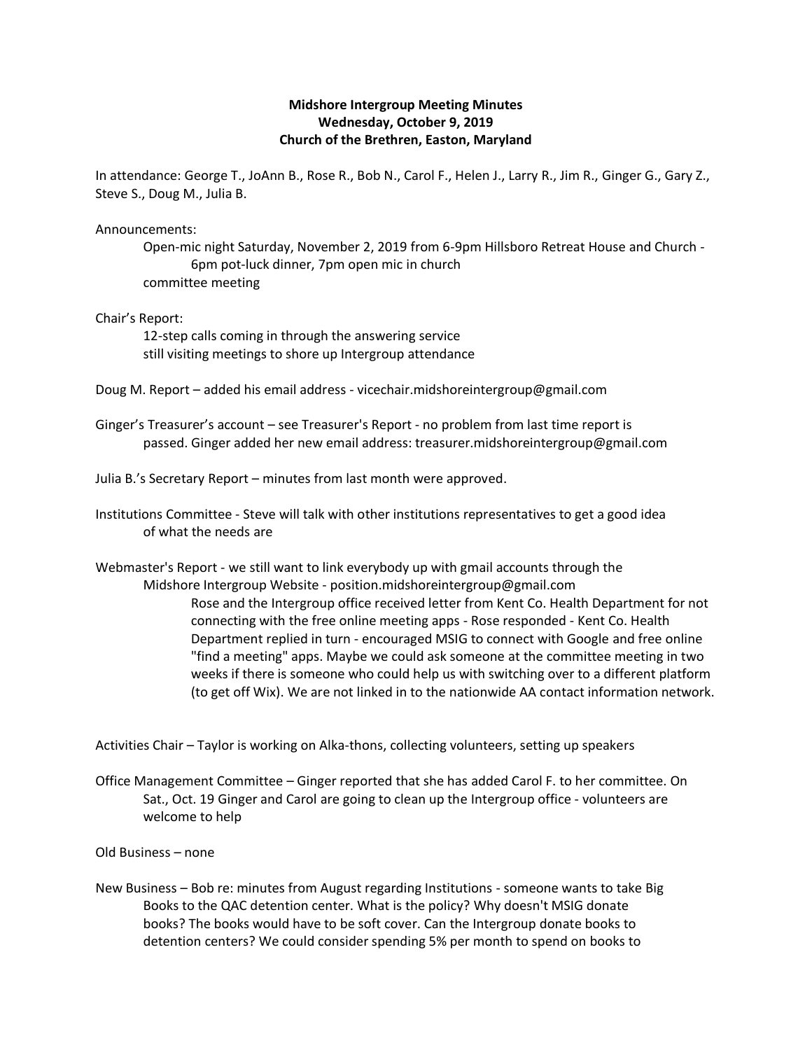**Midshore Intergroup Meeting Minutes**
**Wednesday, October 9, 2019**
**Church of the Brethren, Easton, Maryland**

In attendance: George T., JoAnn B., Rose R., Bob N., Carol F., Helen J., Larry R., Jim R., Ginger G., Gary Z., Steve S., Doug M., Julia B.

Announcements:

- Open-mic night Saturday, November 2, 2019 from 6-9pm Hillsboro Retreat House and Church - 6pm pot-luck dinner, 7pm open mic in church
- committee meeting

Chair's Report:

- 12-step calls coming in through the answering service
- still visiting meetings to shore up Intergroup attendance

Doug M. Report – added his email address - vicechair.midshoreintergroup@gmail.com

Ginger's Treasurer's account – see Treasurer's Report - no problem from last time report is passed. Ginger added her new email address: treasurer.midshoreintergroup@gmail.com

Julia B.'s Secretary Report – minutes from last month were approved.

Institutions Committee - Steve will talk with other institutions representatives to get a good idea of what the needs are

Webmaster's Report - we still want to link everybody up with gmail accounts through the Midshore Intergroup Website - position.midshoreintergroup@gmail.com

Rose and the Intergroup office received letter from Kent Co. Health Department for not connecting with the free online meeting apps - Rose responded - Kent Co. Health Department replied in turn - encouraged MSIG to connect with Google and free online "find a meeting" apps. Maybe we could ask someone at the committee meeting in two weeks if there is someone who could help us with switching over to a different platform (to get off Wix). We are not linked in to the nationwide AA contact information network.

Activities Chair – Taylor is working on Alka-thons, collecting volunteers, setting up speakers

Office Management Committee – Ginger reported that she has added Carol F. to her committee. On Sat., Oct. 19 Ginger and Carol are going to clean up the Intergroup office - volunteers are welcome to help

Old Business – none

New Business – Bob re: minutes from August regarding Institutions - someone wants to take Big Books to the QAC detention center. What is the policy? Why doesn't MSIG donate books? The books would have to be soft cover. Can the Intergroup donate books to detention centers? We could consider spending 5% per month to spend on books to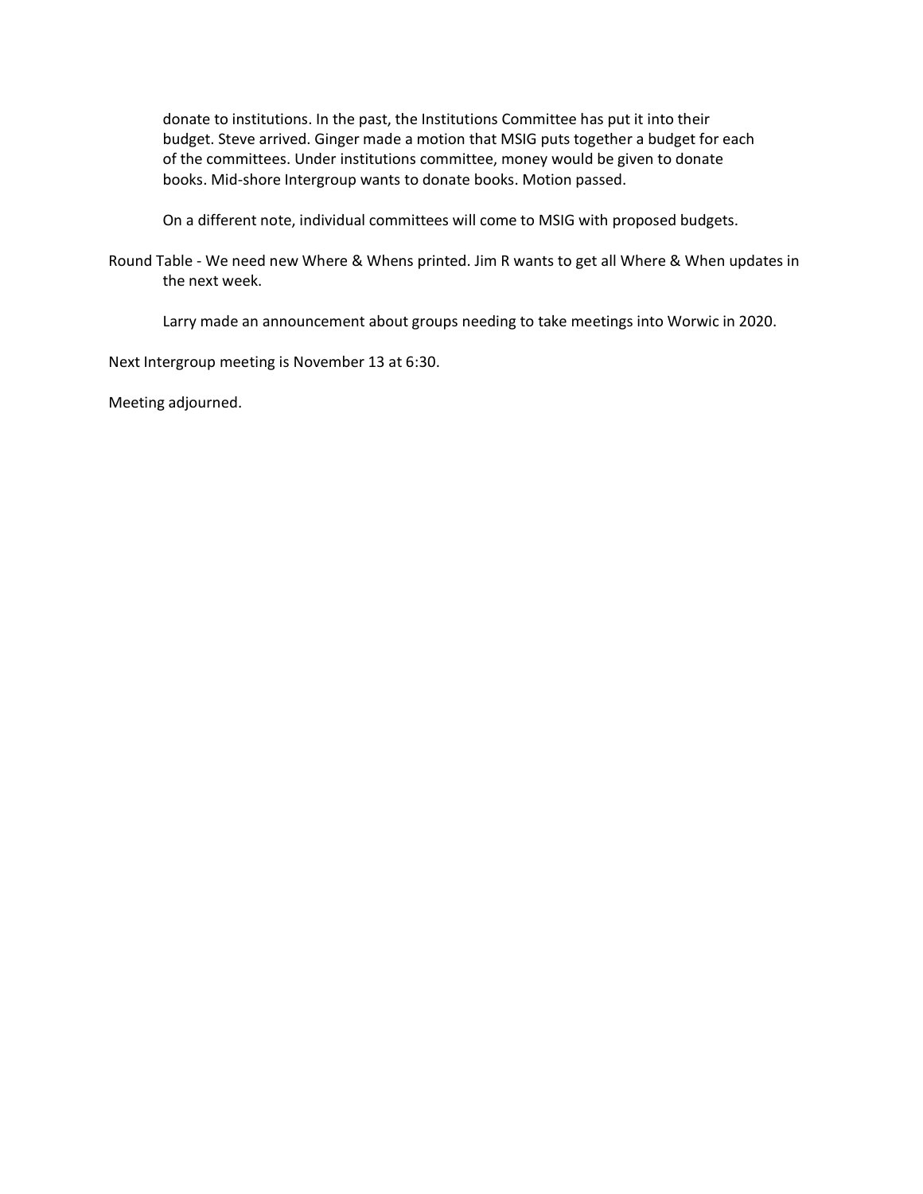donate to institutions. In the past, the Institutions Committee has put it into their budget. Steve arrived. Ginger made a motion that MSIG puts together a budget for each of the committees. Under institutions committee, money would be given to donate books. Mid-shore Intergroup wants to donate books. Motion passed.

On a different note, individual committees will come to MSIG with proposed budgets.

Round Table - We need new Where & Whens printed. Jim R wants to get all Where & When updates in the next week.

Larry made an announcement about groups needing to take meetings into Worwic in 2020.

Next Intergroup meeting is November 13 at 6:30.

Meeting adjourned.